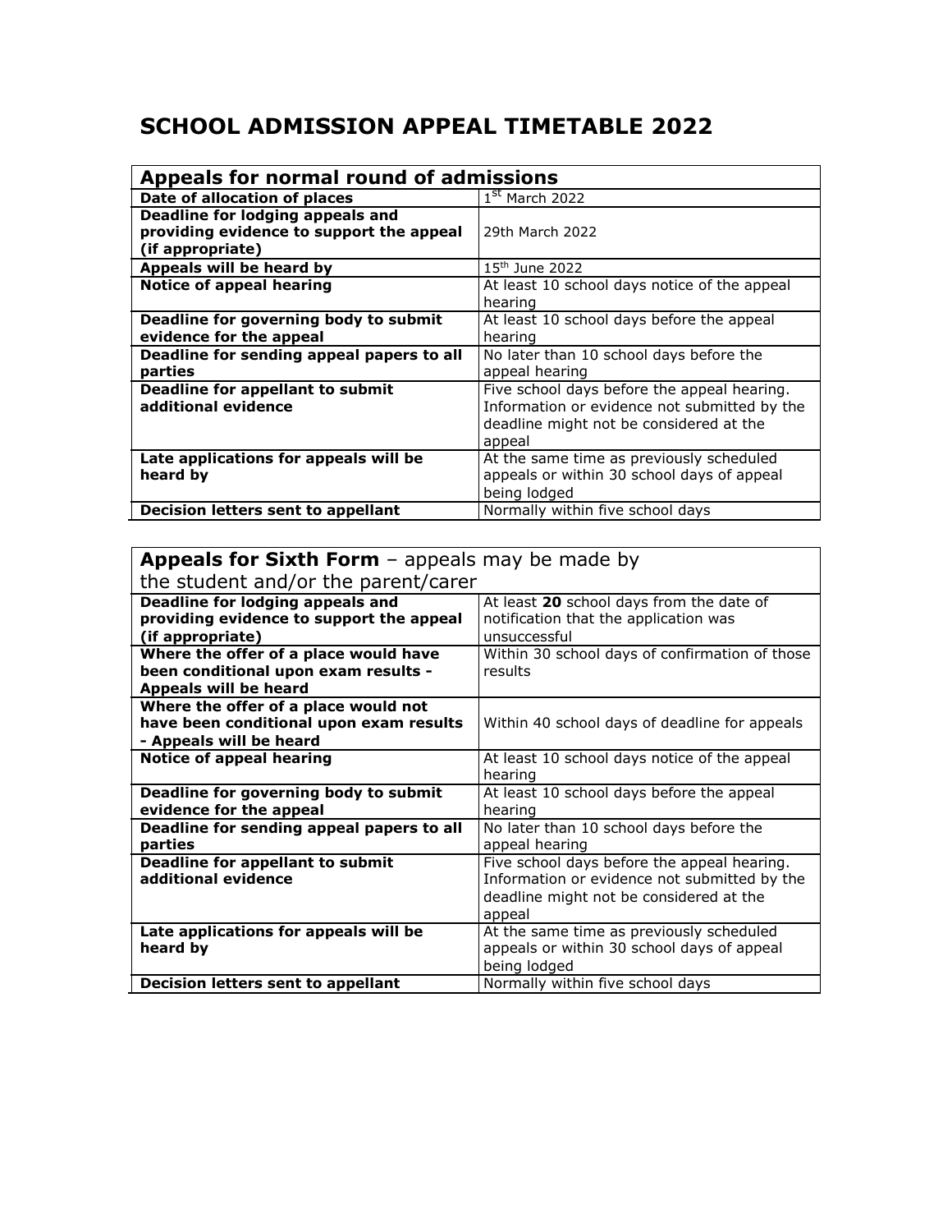# SCHOOL ADMISSION APPEAL TIMETABLE 2022

| Appeals for normal round of admissions | |
|---|---|
| **Date of allocation of places** | 1st March 2022 |
| **Deadline for lodging appeals and providing evidence to support the appeal (if appropriate)** | 29th March 2022 |
| **Appeals will be heard by** | 15th June 2022 |
| **Notice of appeal hearing** | At least 10 school days notice of the appeal hearing |
| **Deadline for governing body to submit evidence for the appeal** | At least 10 school days before the appeal hearing |
| **Deadline for sending appeal papers to all parties** | No later than 10 school days before the appeal hearing |
| **Deadline for appellant to submit additional evidence** | Five school days before the appeal hearing. Information or evidence not submitted by the deadline might not be considered at the appeal |
| **Late applications for appeals will be heard by** | At the same time as previously scheduled appeals or within 30 school days of appeal being lodged |
| **Decision letters sent to appellant** | Normally within five school days |

| **Appeals for Sixth Form** – appeals may be made by the student and/or the parent/carer | |
|---|---|
| **Deadline for lodging appeals and providing evidence to support the appeal (if appropriate)** | At least **20** school days from the date of notification that the application was unsuccessful |
| **Where the offer of a place would have been conditional upon exam results - Appeals will be heard** | Within 30 school days of confirmation of those results |
| **Where the offer of a place would not have been conditional upon exam results - Appeals will be heard** | Within 40 school days of deadline for appeals |
| **Notice of appeal hearing** | At least 10 school days notice of the appeal hearing |
| **Deadline for governing body to submit evidence for the appeal** | At least 10 school days before the appeal hearing |
| **Deadline for sending appeal papers to all parties** | No later than 10 school days before the appeal hearing |
| **Deadline for appellant to submit additional evidence** | Five school days before the appeal hearing. Information or evidence not submitted by the deadline might not be considered at the appeal |
| **Late applications for appeals will be heard by** | At the same time as previously scheduled appeals or within 30 school days of appeal being lodged |
| **Decision letters sent to appellant** | Normally within five school days |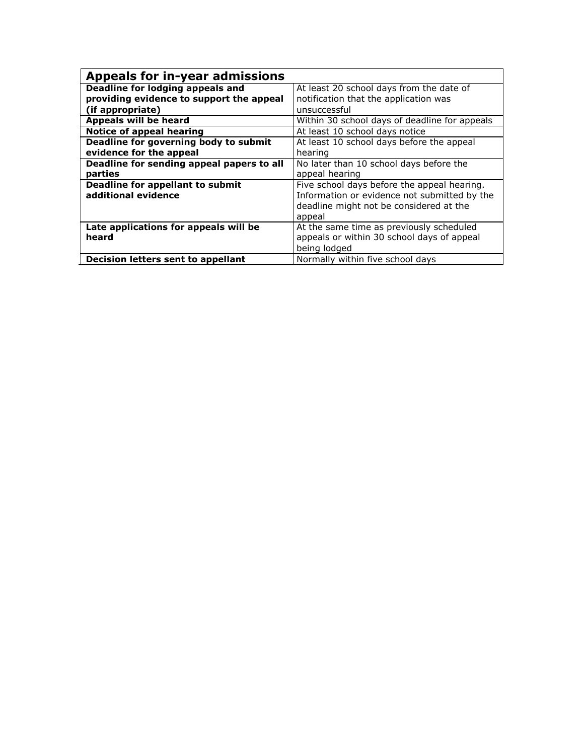| Appeals for in-year admissions | |
|---|---|
| **Deadline for lodging appeals and providing evidence to support the appeal (if appropriate)** | At least 20 school days from the date of notification that the application was unsuccessful |
| **Appeals will be heard** | Within 30 school days of deadline for appeals |
| **Notice of appeal hearing** | At least 10 school days notice |
| **Deadline for governing body to submit evidence for the appeal** | At least 10 school days before the appeal hearing |
| **Deadline for sending appeal papers to all parties** | No later than 10 school days before the appeal hearing |
| **Deadline for appellant to submit additional evidence** | Five school days before the appeal hearing. Information or evidence not submitted by the deadline might not be considered at the appeal |
| **Late applications for appeals will be heard** | At the same time as previously scheduled appeals or within 30 school days of appeal being lodged |
| **Decision letters sent to appellant** | Normally within five school days |